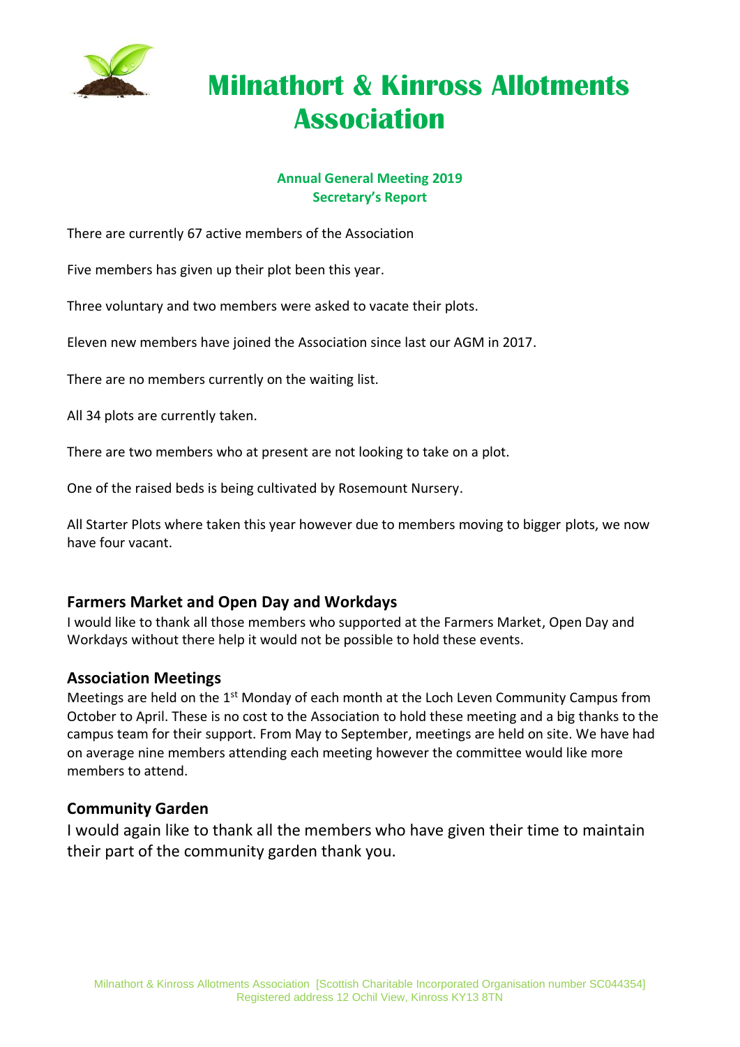# Milnathort & Kinross Allotments Association

**Annual General Meeting 2019**
**Secretary's Report**

There are currently 67 active members of the Association

Five members has given up their plot been this year.

Three voluntary and two members were asked to vacate their plots.

Eleven new members have joined the Association since last our AGM in 2017.

There are no members currently on the waiting list.

All 34 plots are currently taken.

There are two members who at present are not looking to take on a plot.

One of the raised beds is being cultivated by Rosemount Nursery.

All Starter Plots where taken this year however due to members moving to bigger plots, we now have four vacant.

## Farmers Market and Open Day and Workdays

I would like to thank all those members who supported at the Farmers Market, Open Day and Workdays without there help it would not be possible to hold these events.

## Association Meetings

Meetings are held on the 1st Monday of each month at the Loch Leven Community Campus from October to April. These is no cost to the Association to hold these meeting and a big thanks to the campus team for their support. From May to September, meetings are held on site. We have had on average nine members attending each meeting however the committee would like more members to attend.

## Community Garden

I would again like to thank all the members who have given their time to maintain their part of the community garden thank you.

Milnathort & Kinross Allotments Association [Scottish Charitable Incorporated Organisation number SC044354]
Registered address 12 Ochil View, Kinross KY13 8TN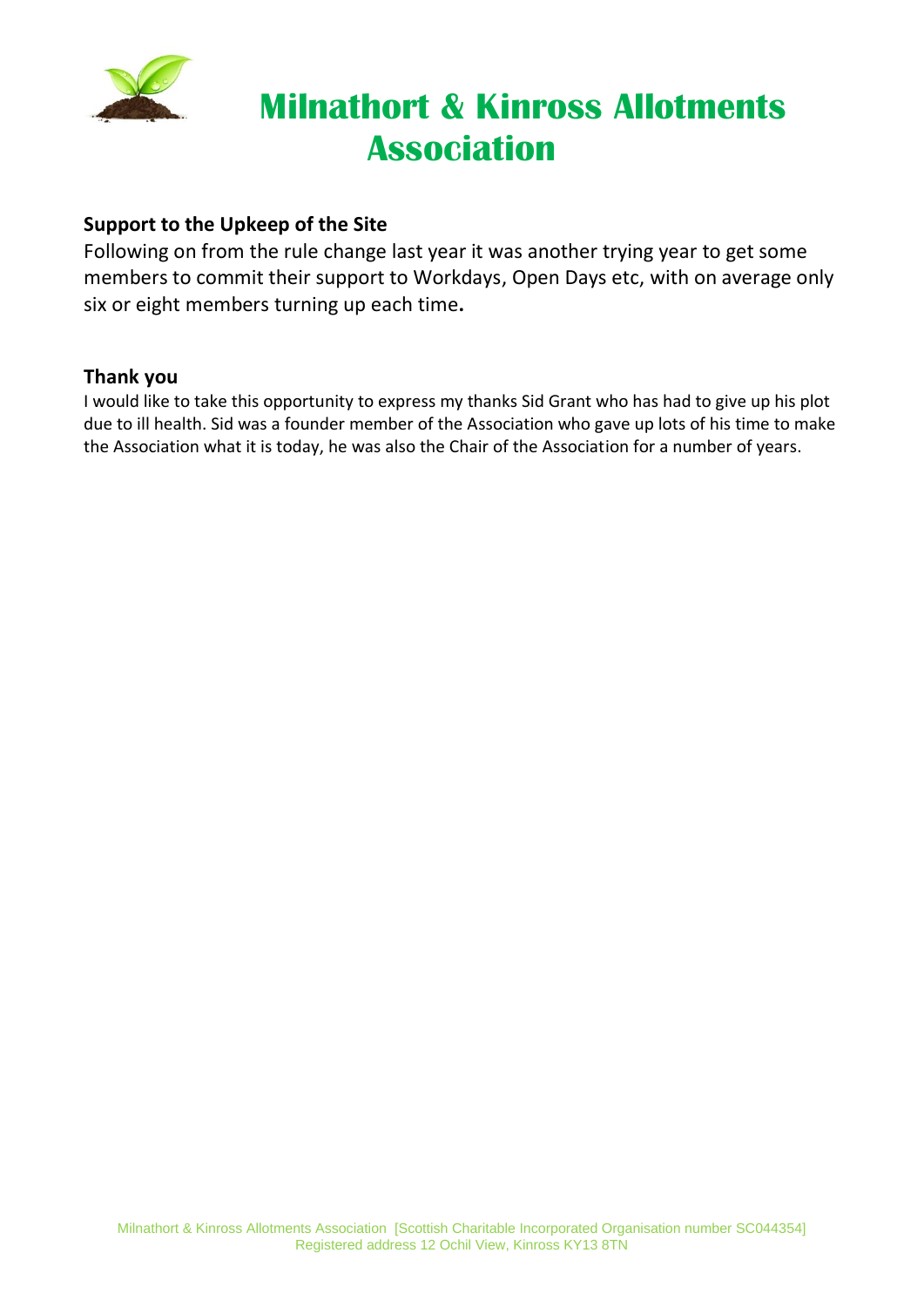# Milnathort & Kinross Allotments Association

## Support to the Upkeep of the Site

Following on from the rule change last year it was another trying year to get some members to commit their support to Workdays, Open Days etc, with on average only six or eight members turning up each time**.**

## Thank you

I would like to take this opportunity to express my thanks Sid Grant who has had to give up his plot due to ill health. Sid was a founder member of the Association who gave up lots of his time to make the Association what it is today, he was also the Chair of the Association for a number of years.

Milnathort & Kinross Allotments Association [Scottish Charitable Incorporated Organisation number SC044354]
Registered address 12 Ochil View, Kinross KY13 8TN